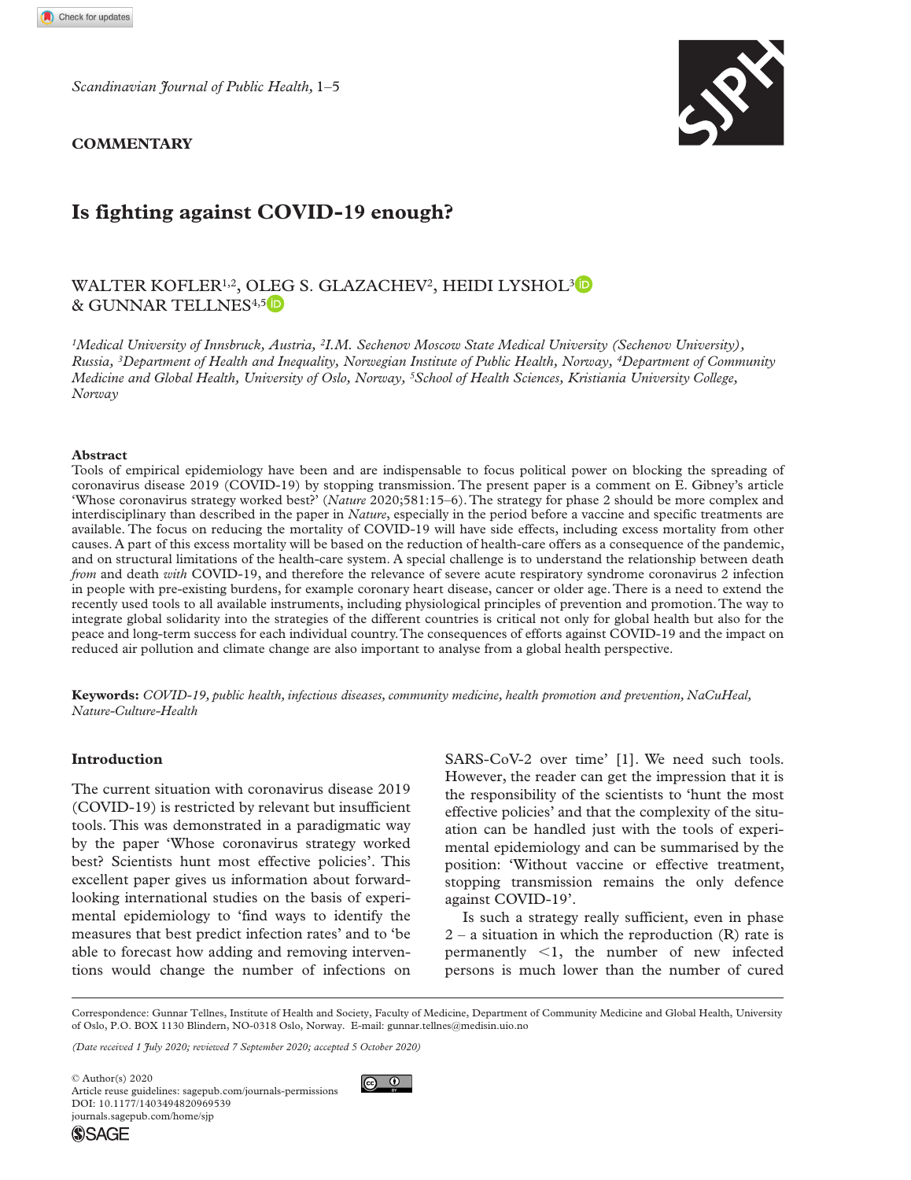COMMENTARY

# Is fighting against COVID-19 enough?

WALTER KOFLER[1,2], OLEG S. GLAZACHEV[2], HEIDI LYSHOL[3] & GUNNAR TELLNES[4,5]

[1]*Medical University of Innsbruck, Austria,* [2]*I.M. Sechenov Moscow State Medical University (Sechenov University), Russia,* [3]*Department of Health and Inequality, Norwegian Institute of Public Health, Norway,* [4]*Department of Community Medicine and Global Health, University of Oslo, Norway,* [5]*School of Health Sciences, Kristiania University College, Norway*

## Abstract

Tools of empirical epidemiology have been and are indispensable to focus political power on blocking the spreading of coronavirus disease 2019 (COVID-19) by stopping transmission. The present paper is a comment on E. Gibney's article 'Whose coronavirus strategy worked best?' (*Nature* 2020;581:15–6). The strategy for phase 2 should be more complex and interdisciplinary than described in the paper in *Nature*, especially in the period before a vaccine and specific treatments are available. The focus on reducing the mortality of COVID-19 will have side effects, including excess mortality from other causes. A part of this excess mortality will be based on the reduction of health-care offers as a consequence of the pandemic, and on structural limitations of the health-care system. A special challenge is to understand the relationship between death *from* and death *with* COVID-19, and therefore the relevance of severe acute respiratory syndrome coronavirus 2 infection in people with pre-existing burdens, for example coronary heart disease, cancer or older age. There is a need to extend the recently used tools to all available instruments, including physiological principles of prevention and promotion. The way to integrate global solidarity into the strategies of the different countries is critical not only for global health but also for the peace and long-term success for each individual country. The consequences of efforts against COVID-19 and the impact on reduced air pollution and climate change are also important to analyse from a global health perspective.

**Keywords:** *COVID-19, public health, infectious diseases, community medicine, health promotion and prevention, NaCuHeal, Nature-Culture-Health*

## Introduction

The current situation with coronavirus disease 2019 (COVID-19) is restricted by relevant but insufficient tools. This was demonstrated in a paradigmatic way by the paper 'Whose coronavirus strategy worked best? Scientists hunt most effective policies'. This excellent paper gives us information about forward-looking international studies on the basis of experimental epidemiology to 'find ways to identify the measures that best predict infection rates' and to 'be able to forecast how adding and removing interventions would change the number of infections on SARS-CoV-2 over time' [1]. We need such tools. However, the reader can get the impression that it is the responsibility of the scientists to 'hunt the most effective policies' and that the complexity of the situation can be handled just with the tools of experimental epidemiology and can be summarised by the position: 'Without vaccine or effective treatment, stopping transmission remains the only defence against COVID-19'.

Is such a strategy really sufficient, even in phase 2 – a situation in which the reproduction (R) rate is permanently $<1$, the number of new infected persons is much lower than the number of cured

Correspondence: Gunnar Tellnes, Institute of Health and Society, Faculty of Medicine, Department of Community Medicine and Global Health, University of Oslo, P.O. BOX 1130 Blindern, NO-0318 Oslo, Norway. E-mail: gunnar.tellnes@medisin.uio.no

*(Date received 1 July 2020; reviewed 7 September 2020; accepted 5 October 2020)*

© Author(s) 2020
Article reuse guidelines: sagepub.com/journals-permissions
DOI: 10.1177/1403494820969539
journals.sagepub.com/home/sjp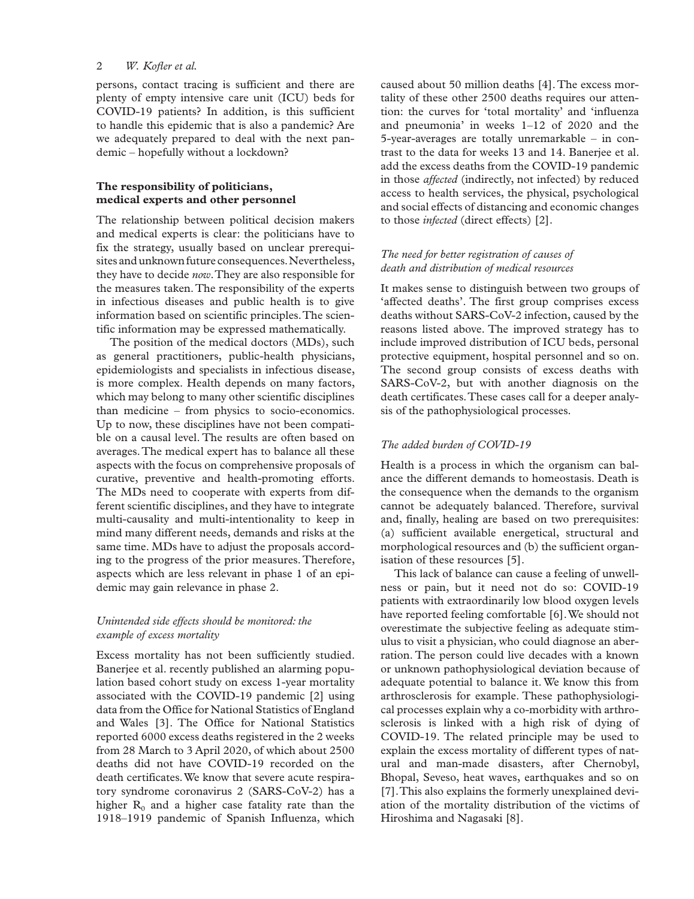persons, contact tracing is sufficient and there are plenty of empty intensive care unit (ICU) beds for COVID-19 patients? In addition, is this sufficient to handle this epidemic that is also a pandemic? Are we adequately prepared to deal with the next pandemic – hopefully without a lockdown?

## The responsibility of politicians, medical experts and other personnel

The relationship between political decision makers and medical experts is clear: the politicians have to fix the strategy, usually based on unclear prerequisites and unknown future consequences. Nevertheless, they have to decide *now*. They are also responsible for the measures taken. The responsibility of the experts in infectious diseases and public health is to give information based on scientific principles. The scientific information may be expressed mathematically.

The position of the medical doctors (MDs), such as general practitioners, public-health physicians, epidemiologists and specialists in infectious disease, is more complex. Health depends on many factors, which may belong to many other scientific disciplines than medicine – from physics to socio-economics. Up to now, these disciplines have not been compatible on a causal level. The results are often based on averages. The medical expert has to balance all these aspects with the focus on comprehensive proposals of curative, preventive and health-promoting efforts. The MDs need to cooperate with experts from different scientific disciplines, and they have to integrate multi-causality and multi-intentionality to keep in mind many different needs, demands and risks at the same time. MDs have to adjust the proposals according to the progress of the prior measures. Therefore, aspects which are less relevant in phase 1 of an epidemic may gain relevance in phase 2.

### *Unintended side effects should be monitored: the example of excess mortality*

Excess mortality has not been sufficiently studied. Banerjee et al. recently published an alarming population based cohort study on excess 1-year mortality associated with the COVID-19 pandemic [2] using data from the Office for National Statistics of England and Wales [3]. The Office for National Statistics reported 6000 excess deaths registered in the 2 weeks from 28 March to 3 April 2020, of which about 2500 deaths did not have COVID-19 recorded on the death certificates. We know that severe acute respiratory syndrome coronavirus 2 (SARS-CoV-2) has a higher $R_0$ and a higher case fatality rate than the 1918–1919 pandemic of Spanish Influenza, which caused about 50 million deaths [4]. The excess mortality of these other 2500 deaths requires our attention: the curves for 'total mortality' and 'influenza and pneumonia' in weeks 1–12 of 2020 and the 5-year-averages are totally unremarkable – in contrast to the data for weeks 13 and 14. Banerjee et al. add the excess deaths from the COVID-19 pandemic in those *affected* (indirectly, not infected) by reduced access to health services, the physical, psychological and social effects of distancing and economic changes to those *infected* (direct effects) [2].

### *The need for better registration of causes of death and distribution of medical resources*

It makes sense to distinguish between two groups of 'affected deaths'. The first group comprises excess deaths without SARS-CoV-2 infection, caused by the reasons listed above. The improved strategy has to include improved distribution of ICU beds, personal protective equipment, hospital personnel and so on. The second group consists of excess deaths with SARS-CoV-2, but with another diagnosis on the death certificates. These cases call for a deeper analysis of the pathophysiological processes.

### *The added burden of COVID-19*

Health is a process in which the organism can balance the different demands to homeostasis. Death is the consequence when the demands to the organism cannot be adequately balanced. Therefore, survival and, finally, healing are based on two prerequisites: (a) sufficient available energetical, structural and morphological resources and (b) the sufficient organisation of these resources [5].

This lack of balance can cause a feeling of unwellness or pain, but it need not do so: COVID-19 patients with extraordinarily low blood oxygen levels have reported feeling comfortable [6]. We should not overestimate the subjective feeling as adequate stimulus to visit a physician, who could diagnose an aberration. The person could live decades with a known or unknown pathophysiological deviation because of adequate potential to balance it. We know this from arthrosclerosis for example. These pathophysiological processes explain why a co-morbidity with arthrosclerosis is linked with a high risk of dying of COVID-19. The related principle may be used to explain the excess mortality of different types of natural and man-made disasters, after Chernobyl, Bhopal, Seveso, heat waves, earthquakes and so on [7]. This also explains the formerly unexplained deviation of the mortality distribution of the victims of Hiroshima and Nagasaki [8].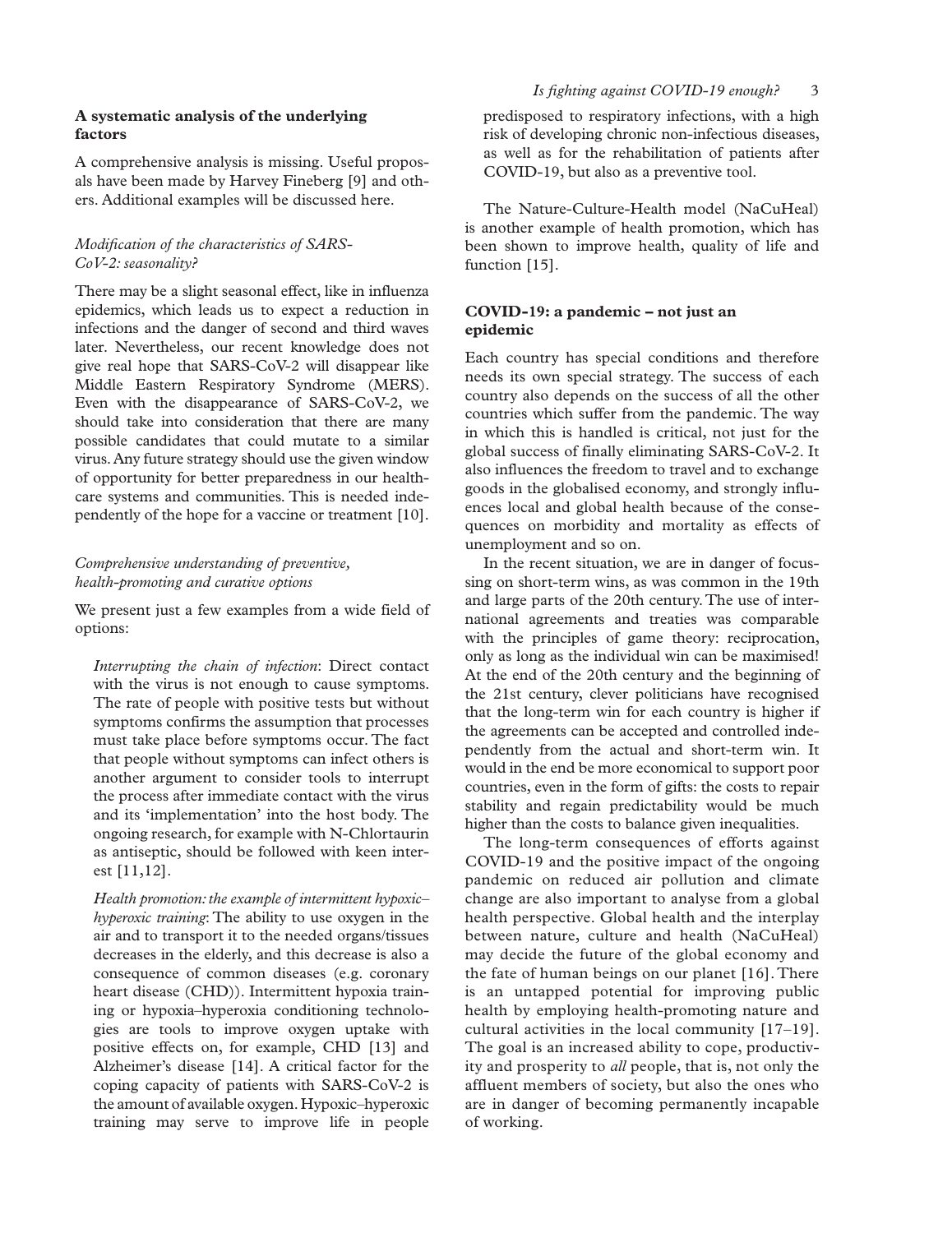## A systematic analysis of the underlying factors

A comprehensive analysis is missing. Useful proposals have been made by Harvey Fineberg [9] and others. Additional examples will be discussed here.

### *Modification of the characteristics of SARS-CoV-2: seasonality?*

There may be a slight seasonal effect, like in influenza epidemics, which leads us to expect a reduction in infections and the danger of second and third waves later. Nevertheless, our recent knowledge does not give real hope that SARS-CoV-2 will disappear like Middle Eastern Respiratory Syndrome (MERS). Even with the disappearance of SARS-CoV-2, we should take into consideration that there are many possible candidates that could mutate to a similar virus. Any future strategy should use the given window of opportunity for better preparedness in our healthcare systems and communities. This is needed independently of the hope for a vaccine or treatment [10].

### *Comprehensive understanding of preventive, health-promoting and curative options*

We present just a few examples from a wide field of options:

*Interrupting the chain of infection*: Direct contact with the virus is not enough to cause symptoms. The rate of people with positive tests but without symptoms confirms the assumption that processes must take place before symptoms occur. The fact that people without symptoms can infect others is another argument to consider tools to interrupt the process after immediate contact with the virus and its 'implementation' into the host body. The ongoing research, for example with N-Chlortaurin as antiseptic, should be followed with keen interest [11,12].

*Health promotion: the example of intermittent hypoxic–hyperoxic training*: The ability to use oxygen in the air and to transport it to the needed organs/tissues decreases in the elderly, and this decrease is also a consequence of common diseases (e.g. coronary heart disease (CHD)). Intermittent hypoxia training or hypoxia–hyperoxia conditioning technologies are tools to improve oxygen uptake with positive effects on, for example, CHD [13] and Alzheimer's disease [14]. A critical factor for the coping capacity of patients with SARS-CoV-2 is the amount of available oxygen. Hypoxic–hyperoxic training may serve to improve life in people predisposed to respiratory infections, with a high risk of developing chronic non-infectious diseases, as well as for the rehabilitation of patients after COVID-19, but also as a preventive tool.

The Nature-Culture-Health model (NaCuHeal) is another example of health promotion, which has been shown to improve health, quality of life and function [15].

## COVID-19: a pandemic – not just an epidemic

Each country has special conditions and therefore needs its own special strategy. The success of each country also depends on the success of all the other countries which suffer from the pandemic. The way in which this is handled is critical, not just for the global success of finally eliminating SARS-CoV-2. It also influences the freedom to travel and to exchange goods in the globalised economy, and strongly influences local and global health because of the consequences on morbidity and mortality as effects of unemployment and so on.

In the recent situation, we are in danger of focussing on short-term wins, as was common in the 19th and large parts of the 20th century. The use of international agreements and treaties was comparable with the principles of game theory: reciprocation, only as long as the individual win can be maximised! At the end of the 20th century and the beginning of the 21st century, clever politicians have recognised that the long-term win for each country is higher if the agreements can be accepted and controlled independently from the actual and short-term win. It would in the end be more economical to support poor countries, even in the form of gifts: the costs to repair stability and regain predictability would be much higher than the costs to balance given inequalities.

The long-term consequences of efforts against COVID-19 and the positive impact of the ongoing pandemic on reduced air pollution and climate change are also important to analyse from a global health perspective. Global health and the interplay between nature, culture and health (NaCuHeal) may decide the future of the global economy and the fate of human beings on our planet [16]. There is an untapped potential for improving public health by employing health-promoting nature and cultural activities in the local community [17–19]. The goal is an increased ability to cope, productivity and prosperity to *all* people, that is, not only the affluent members of society, but also the ones who are in danger of becoming permanently incapable of working.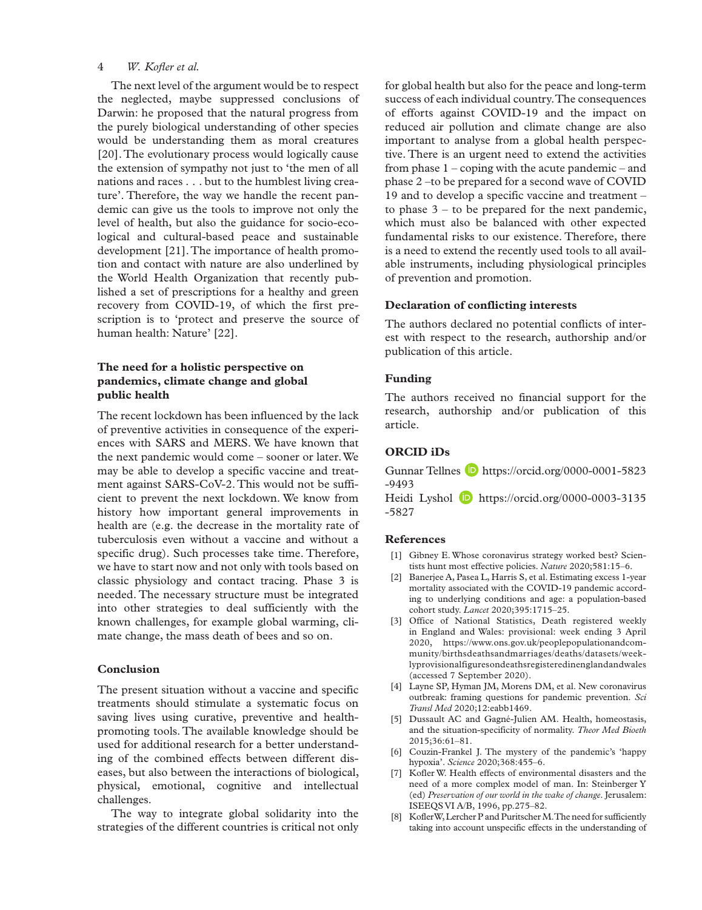The next level of the argument would be to respect the neglected, maybe suppressed conclusions of Darwin: he proposed that the natural progress from the purely biological understanding of other species would be understanding them as moral creatures [20]. The evolutionary process would logically cause the extension of sympathy not just to 'the men of all nations and races . . . but to the humblest living creature'. Therefore, the way we handle the recent pandemic can give us the tools to improve not only the level of health, but also the guidance for socio-ecological and cultural-based peace and sustainable development [21]. The importance of health promotion and contact with nature are also underlined by the World Health Organization that recently published a set of prescriptions for a healthy and green recovery from COVID-19, of which the first prescription is to 'protect and preserve the source of human health: Nature' [22].

## The need for a holistic perspective on pandemics, climate change and global public health

The recent lockdown has been influenced by the lack of preventive activities in consequence of the experiences with SARS and MERS. We have known that the next pandemic would come – sooner or later. We may be able to develop a specific vaccine and treatment against SARS-CoV-2. This would not be sufficient to prevent the next lockdown. We know from history how important general improvements in health are (e.g. the decrease in the mortality rate of tuberculosis even without a vaccine and without a specific drug). Such processes take time. Therefore, we have to start now and not only with tools based on classic physiology and contact tracing. Phase 3 is needed. The necessary structure must be integrated into other strategies to deal sufficiently with the known challenges, for example global warming, climate change, the mass death of bees and so on.

## Conclusion

The present situation without a vaccine and specific treatments should stimulate a systematic focus on saving lives using curative, preventive and health-promoting tools. The available knowledge should be used for additional research for a better understanding of the combined effects between different diseases, but also between the interactions of biological, physical, emotional, cognitive and intellectual challenges.

The way to integrate global solidarity into the strategies of the different countries is critical not only for global health but also for the peace and long-term success of each individual country. The consequences of efforts against COVID-19 and the impact on reduced air pollution and climate change are also important to analyse from a global health perspective. There is an urgent need to extend the activities from phase 1 – coping with the acute pandemic – and phase 2 –to be prepared for a second wave of COVID 19 and to develop a specific vaccine and treatment – to phase 3 – to be prepared for the next pandemic, which must also be balanced with other expected fundamental risks to our existence. Therefore, there is a need to extend the recently used tools to all available instruments, including physiological principles of prevention and promotion.

## Declaration of conflicting interests

The authors declared no potential conflicts of interest with respect to the research, authorship and/or publication of this article.

## Funding

The authors received no financial support for the research, authorship and/or publication of this article.

## ORCID iDs

Gunnar Tellnes https://orcid.org/0000-0001-5823-9493

Heidi Lyshol https://orcid.org/0000-0003-3135-5827

## References

[1] Gibney E. Whose coronavirus strategy worked best? Scientists hunt most effective policies. *Nature* 2020;581:15–6.

[2] Banerjee A, Pasea L, Harris S, et al. Estimating excess 1-year mortality associated with the COVID-19 pandemic according to underlying conditions and age: a population-based cohort study. *Lancet* 2020;395:1715–25.

[3] Office of National Statistics, Death registered weekly in England and Wales: provisional: week ending 3 April 2020, https://www.ons.gov.uk/peoplepopulationandcommunity/birthsdeathsandmarriages/deaths/datasets/weeklyprovisionalfiguresondeathsregisteredinenglandandwales (accessed 7 September 2020).

[4] Layne SP, Hyman JM, Morens DM, et al. New coronavirus outbreak: framing questions for pandemic prevention. *Sci Transl Med* 2020;12:eabb1469.

[5] Dussault AC and Gagné-Julien AM. Health, homeostasis, and the situation-specificity of normality. *Theor Med Bioeth* 2015;36:61–81.

[6] Couzin-Frankel J. The mystery of the pandemic's 'happy hypoxia'. *Science* 2020;368:455–6.

[7] Kofler W. Health effects of environmental disasters and the need of a more complex model of man. In: Steinberger Y (ed) *Preservation of our world in the wake of change*. Jerusalem: ISEEQS VI A/B, 1996, pp.275–82.

[8] Kofler W, Lercher P and Puritscher M. The need for sufficiently taking into account unspecific effects in the understanding of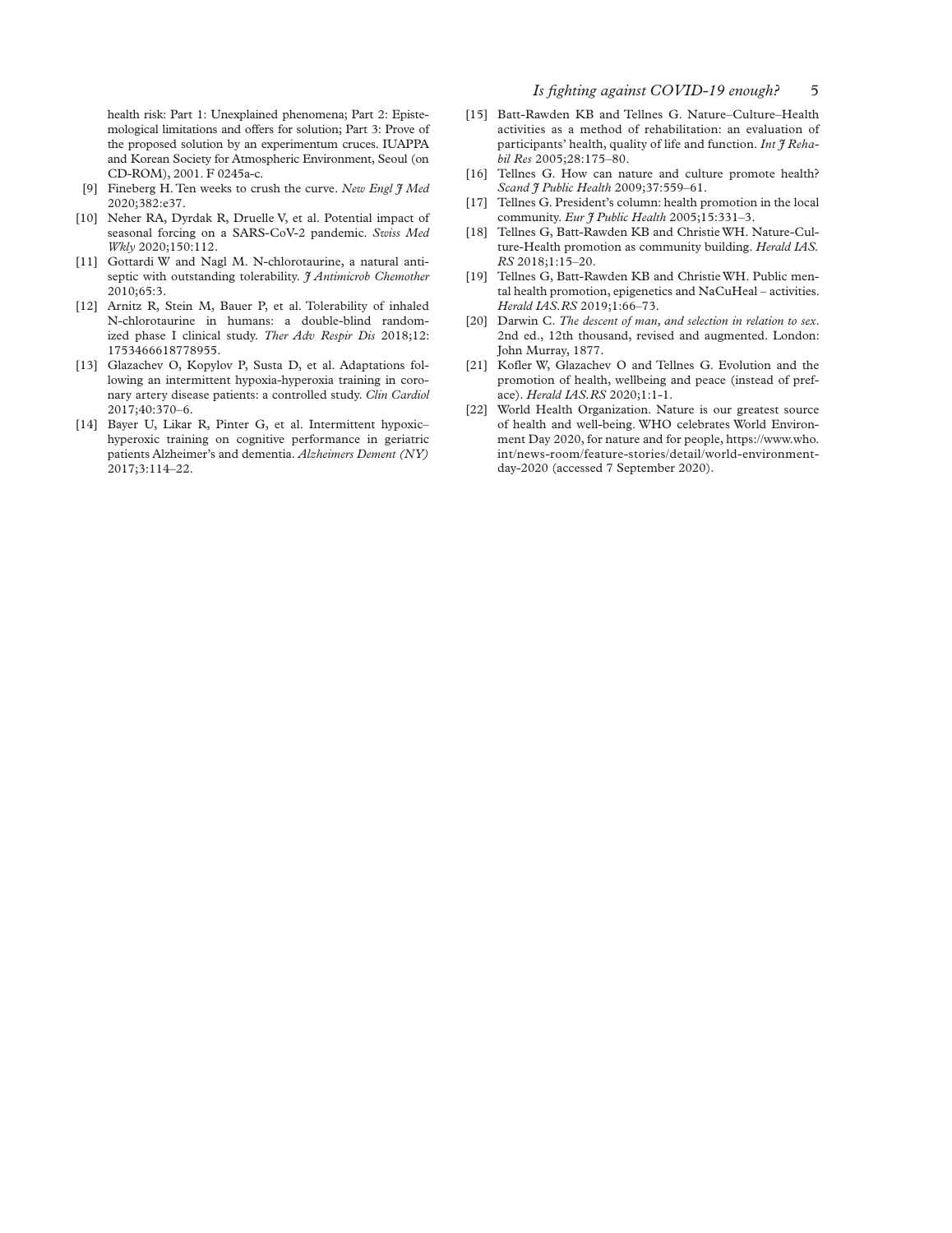health risk: Part 1: Unexplained phenomena; Part 2: Epistemological limitations and offers for solution; Part 3: Prove of the proposed solution by an experimentum cruces. IUAPPA and Korean Society for Atmospheric Environment, Seoul (on CD-ROM), 2001. F 0245a-c.

[9] Fineberg H. Ten weeks to crush the curve. *New Engl J Med* 2020;382:e37.

[10] Neher RA, Dyrdak R, Druelle V, et al. Potential impact of seasonal forcing on a SARS-CoV-2 pandemic. *Swiss Med Wkly* 2020;150:112.

[11] Gottardi W and Nagl M. N-chlorotaurine, a natural antiseptic with outstanding tolerability. *J Antimicrob Chemother* 2010;65:3.

[12] Arnitz R, Stein M, Bauer P, et al. Tolerability of inhaled N-chlorotaurine in humans: a double-blind randomized phase I clinical study. *Ther Adv Respir Dis* 2018;12: 1753466618778955.

[13] Glazachev O, Kopylov P, Susta D, et al. Adaptations following an intermittent hypoxia-hyperoxia training in coronary artery disease patients: a controlled study. *Clin Cardiol* 2017;40:370–6.

[14] Bayer U, Likar R, Pinter G, et al. Intermittent hypoxic–hyperoxic training on cognitive performance in geriatric patients Alzheimer's and dementia. *Alzheimers Dement (NY)* 2017;3:114–22.

[15] Batt-Rawden KB and Tellnes G. Nature–Culture–Health activities as a method of rehabilitation: an evaluation of participants' health, quality of life and function. *Int J Rehabil Res* 2005;28:175–80.

[16] Tellnes G. How can nature and culture promote health? *Scand J Public Health* 2009;37:559–61.

[17] Tellnes G. President's column: health promotion in the local community. *Eur J Public Health* 2005;15:331–3.

[18] Tellnes G, Batt-Rawden KB and Christie WH. Nature-Culture-Health promotion as community building. *Herald IAS. RS* 2018;1:15–20.

[19] Tellnes G, Batt-Rawden KB and Christie WH. Public mental health promotion, epigenetics and NaCuHeal – activities. *Herald IAS.RS* 2019;1:66–73.

[20] Darwin C. *The descent of man, and selection in relation to sex*. 2nd ed., 12th thousand, revised and augmented. London: John Murray, 1877.

[21] Kofler W, Glazachev O and Tellnes G. Evolution and the promotion of health, wellbeing and peace (instead of preface). *Herald IAS.RS* 2020;1:1-1.

[22] World Health Organization. Nature is our greatest source of health and well-being. WHO celebrates World Environment Day 2020, for nature and for people, https://www.who.int/news-room/feature-stories/detail/world-environment-day-2020 (accessed 7 September 2020).